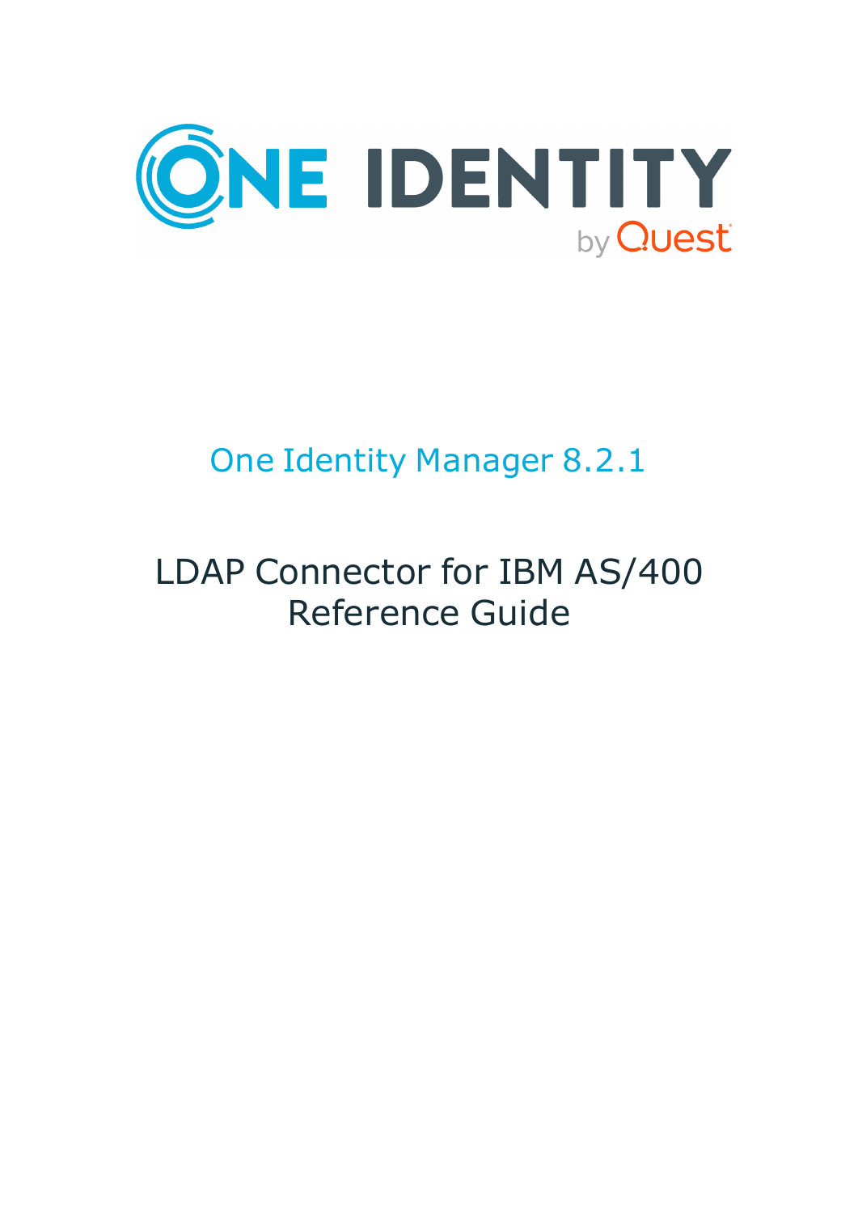ONE IDENTITY by Quest

# One Identity Manager 8.2.1

# LDAP Connector for IBM AS/400 Reference Guide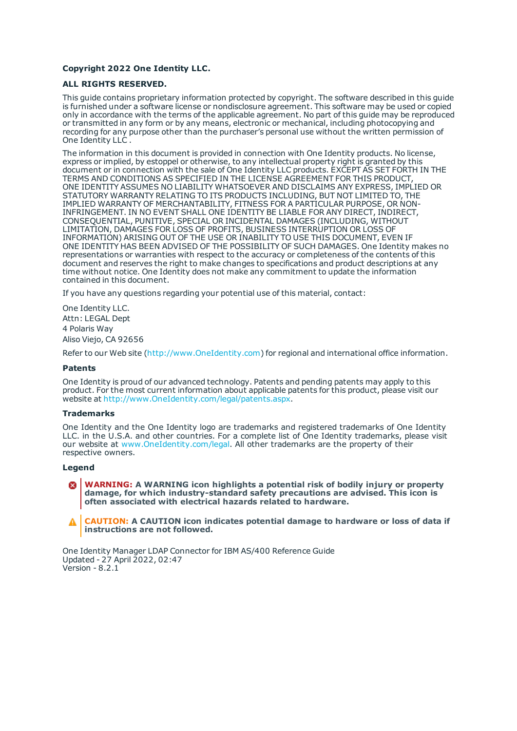**Copyright 2022 One Identity LLC.**

**ALL RIGHTS RESERVED.**

This guide contains proprietary information protected by copyright. The software described in this guide is furnished under a software license or nondisclosure agreement. This software may be used or copied only in accordance with the terms of the applicable agreement. No part of this guide may be reproduced or transmitted in any form or by any means, electronic or mechanical, including photocopying and recording for any purpose other than the purchaser's personal use without the written permission of One Identity LLC .

The information in this document is provided in connection with One Identity products. No license, express or implied, by estoppel or otherwise, to any intellectual property right is granted by this document or in connection with the sale of One Identity LLC products. EXCEPT AS SET FORTH IN THE TERMS AND CONDITIONS AS SPECIFIED IN THE LICENSE AGREEMENT FOR THIS PRODUCT, ONE IDENTITY ASSUMES NO LIABILITY WHATSOEVER AND DISCLAIMS ANY EXPRESS, IMPLIED OR STATUTORY WARRANTY RELATING TO ITS PRODUCTS INCLUDING, BUT NOT LIMITED TO, THE IMPLIED WARRANTY OF MERCHANTABILITY, FITNESS FOR A PARTICULAR PURPOSE, OR NON-INFRINGEMENT. IN NO EVENT SHALL ONE IDENTITY BE LIABLE FOR ANY DIRECT, INDIRECT, CONSEQUENTIAL, PUNITIVE, SPECIAL OR INCIDENTAL DAMAGES (INCLUDING, WITHOUT LIMITATION, DAMAGES FOR LOSS OF PROFITS, BUSINESS INTERRUPTION OR LOSS OF INFORMATION) ARISING OUT OF THE USE OR INABILITY TO USE THIS DOCUMENT, EVEN IF ONE IDENTITY HAS BEEN ADVISED OF THE POSSIBILITY OF SUCH DAMAGES. One Identity makes no representations or warranties with respect to the accuracy or completeness of the contents of this document and reserves the right to make changes to specifications and product descriptions at any time without notice. One Identity does not make any commitment to update the information contained in this document.

If you have any questions regarding your potential use of this material, contact:

One Identity LLC.  
Attn: LEGAL Dept  
4 Polaris Way  
Aliso Viejo, CA 92656

Refer to our Web site (http://www.OneIdentity.com) for regional and international office information.

### Patents

One Identity is proud of our advanced technology. Patents and pending patents may apply to this product. For the most current information about applicable patents for this product, please visit our website at http://www.OneIdentity.com/legal/patents.aspx.

### Trademarks

One Identity and the One Identity logo are trademarks and registered trademarks of One Identity LLC. in the U.S.A. and other countries. For a complete list of One Identity trademarks, please visit our website at www.OneIdentity.com/legal. All other trademarks are the property of their respective owners.

### Legend

**WARNING: A WARNING icon highlights a potential risk of bodily injury or property damage, for which industry-standard safety precautions are advised. This icon is often associated with electrical hazards related to hardware.**

**CAUTION: A CAUTION icon indicates potential damage to hardware or loss of data if instructions are not followed.**

One Identity Manager LDAP Connector for IBM AS/400 Reference Guide  
Updated - 27 April 2022, 02:47  
Version - 8.2.1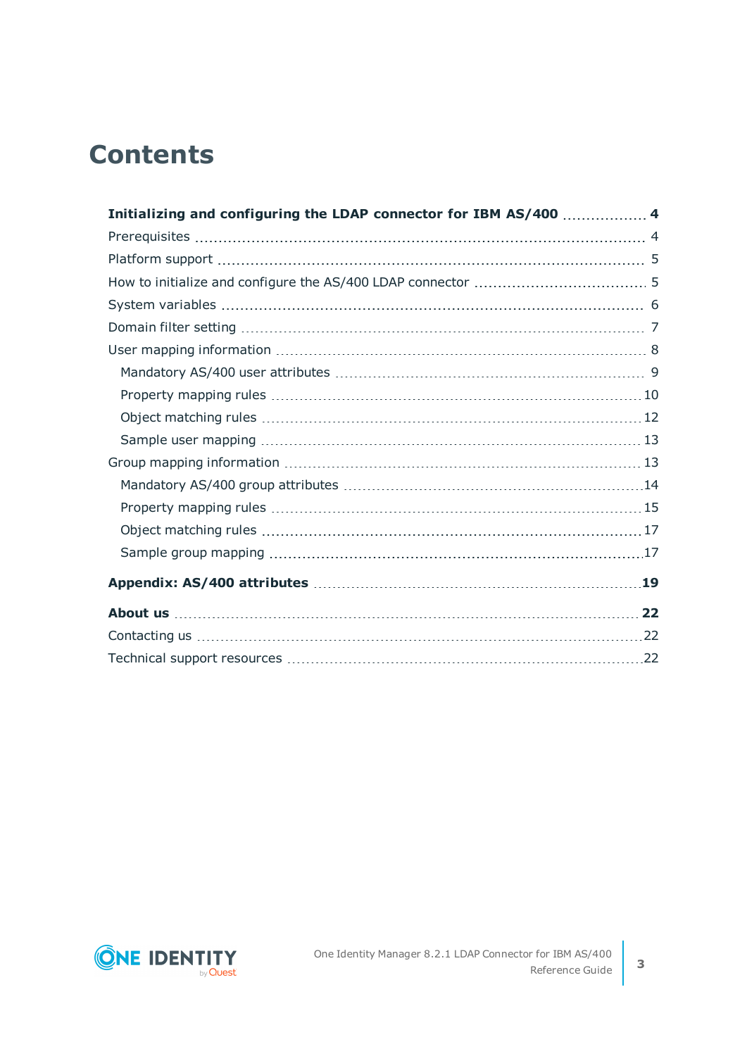# Contents

**Initializing and configuring the LDAP connector for IBM AS/400** .................. **4**

Prerequisites .................................................................................................... 4

Platform support ............................................................................................... 5

How to initialize and configure the AS/400 LDAP connector ....................................... 5

System variables ............................................................................................... 6

Domain filter setting .......................................................................................... 7

User mapping information ................................................................................... 8

- Mandatory AS/400 user attributes ..................................................................... 9
- Property mapping rules ................................................................................... 10
- Object matching rules .................................................................................... 12
- Sample user mapping ..................................................................................... 13

Group mapping information ................................................................................. 13

- Mandatory AS/400 group attributes ................................................................... 14
- Property mapping rules ................................................................................... 15
- Object matching rules .................................................................................... 17
- Sample group mapping ................................................................................... 17

**Appendix: AS/400 attributes** ........................................................................ **19**

**About us** ...................................................................................................... **22**

Contacting us ................................................................................................... 22

Technical support resources ............................................................................... 22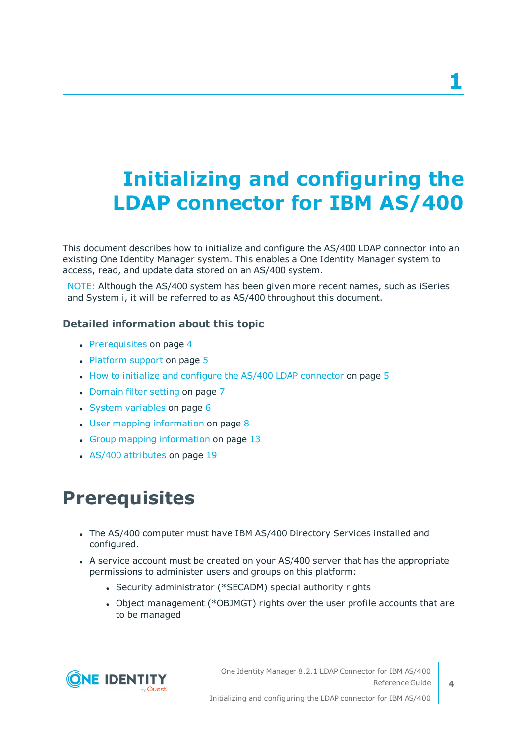# 1 Initializing and configuring the LDAP connector for IBM AS/400

This document describes how to initialize and configure the AS/400 LDAP connector into an existing One Identity Manager system. This enables a One Identity Manager system to access, read, and update data stored on an AS/400 system.

NOTE: Although the AS/400 system has been given more recent names, such as iSeries and System i, it will be referred to as AS/400 throughout this document.

### Detailed information about this topic

- Prerequisites on page 4
- Platform support on page 5
- How to initialize and configure the AS/400 LDAP connector on page 5
- Domain filter setting on page 7
- System variables on page 6
- User mapping information on page 8
- Group mapping information on page 13
- AS/400 attributes on page 19

## Prerequisites

- The AS/400 computer must have IBM AS/400 Directory Services installed and configured.
- A service account must be created on your AS/400 server that has the appropriate permissions to administer users and groups on this platform:
  - Security administrator (*SECADM) special authority rights
  - Object management (*OBJMGT) rights over the user profile accounts that are to be managed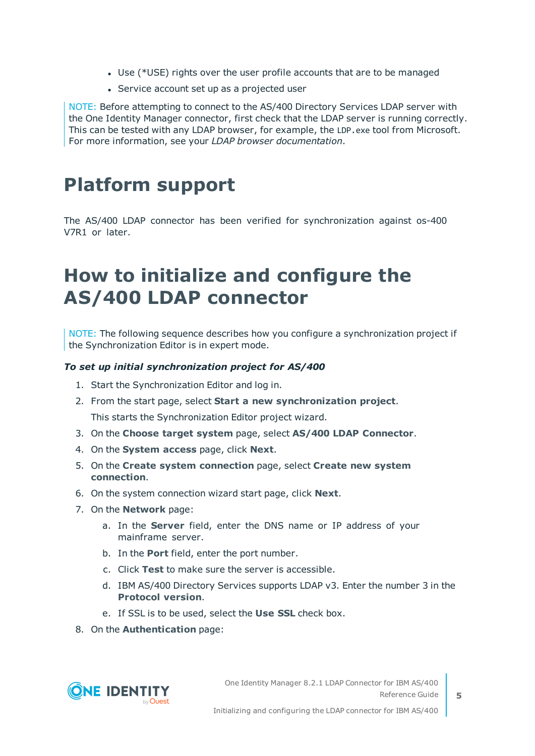- Use (*USE) rights over the user profile accounts that are to be managed
- Service account set up as a projected user

NOTE: Before attempting to connect to the AS/400 Directory Services LDAP server with the One Identity Manager connector, first check that the LDAP server is running correctly. This can be tested with any LDAP browser, for example, the `LDP.exe` tool from Microsoft. For more information, see your *LDAP browser documentation*.

# Platform support

The AS/400 LDAP connector has been verified for synchronization against os-400 V7R1 or later.

# How to initialize and configure the AS/400 LDAP connector

NOTE: The following sequence describes how you configure a synchronization project if the Synchronization Editor is in expert mode.

***To set up initial synchronization project for AS/400***

1. Start the Synchronization Editor and log in.
2. From the start page, select **Start a new synchronization project**.

   This starts the Synchronization Editor project wizard.
3. On the **Choose target system** page, select **AS/400 LDAP Connector**.
4. On the **System access** page, click **Next**.
5. On the **Create system connection** page, select **Create new system connection**.
6. On the system connection wizard start page, click **Next**.
7. On the **Network** page:
   a. In the **Server** field, enter the DNS name or IP address of your mainframe server.
   b. In the **Port** field, enter the port number.
   c. Click **Test** to make sure the server is accessible.
   d. IBM AS/400 Directory Services supports LDAP v3. Enter the number 3 in the **Protocol version**.
   e. If SSL is to be used, select the **Use SSL** check box.
8. On the **Authentication** page: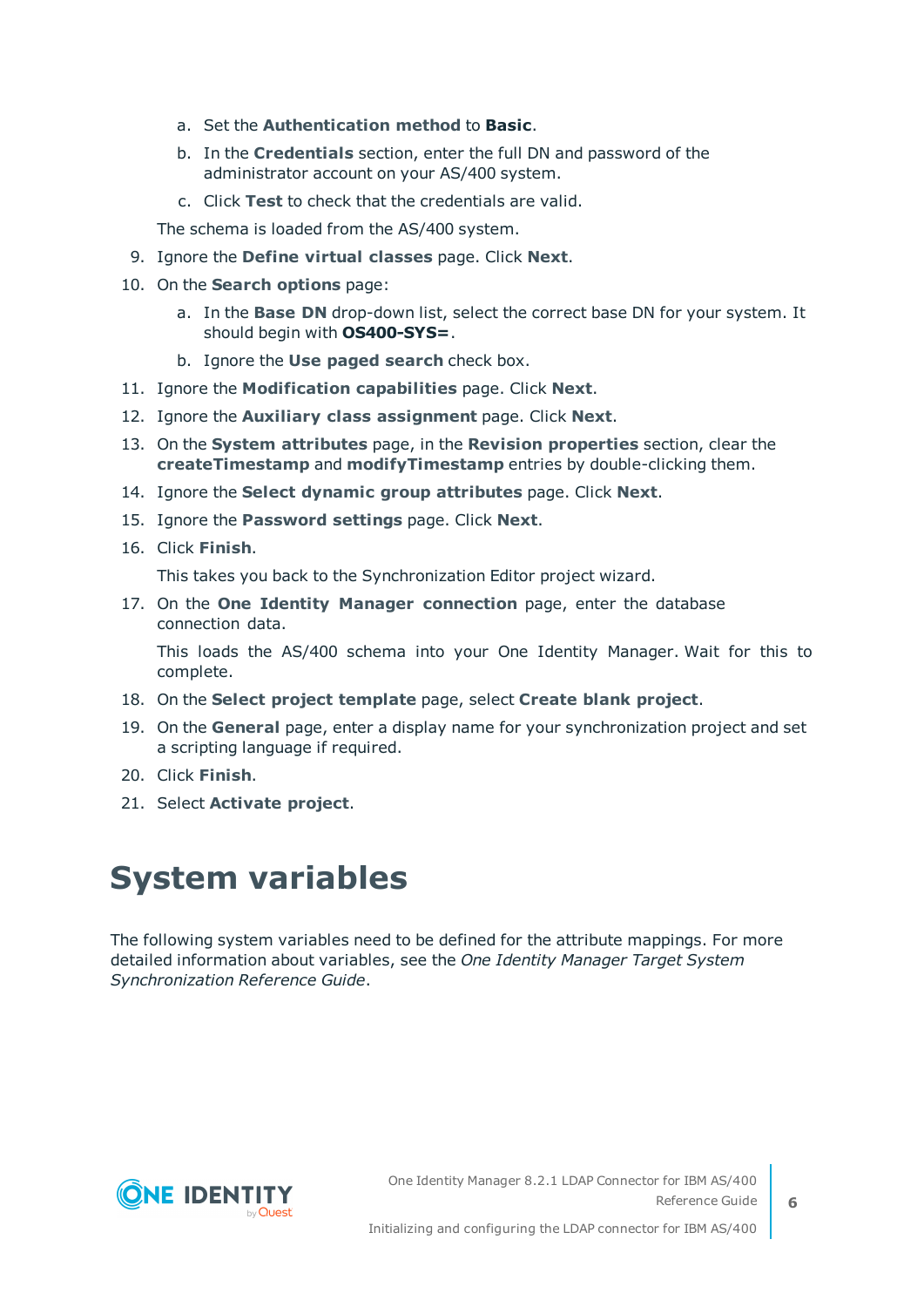a. Set the **Authentication method** to **Basic**.

   b. In the **Credentials** section, enter the full DN and password of the administrator account on your AS/400 system.

   c. Click **Test** to check that the credentials are valid.

   The schema is loaded from the AS/400 system.

9. Ignore the **Define virtual classes** page. Click **Next**.

10. On the **Search options** page:

    a. In the **Base DN** drop-down list, select the correct base DN for your system. It should begin with **OS400-SYS=**.

    b. Ignore the **Use paged search** check box.

11. Ignore the **Modification capabilities** page. Click **Next**.

12. Ignore the **Auxiliary class assignment** page. Click **Next**.

13. On the **System attributes** page, in the **Revision properties** section, clear the **createTimestamp** and **modifyTimestamp** entries by double-clicking them.

14. Ignore the **Select dynamic group attributes** page. Click **Next**.

15. Ignore the **Password settings** page. Click **Next**.

16. Click **Finish**.

    This takes you back to the Synchronization Editor project wizard.

17. On the **One Identity Manager connection** page, enter the database connection data.

    This loads the AS/400 schema into your One Identity Manager. Wait for this to complete.

18. On the **Select project template** page, select **Create blank project**.

19. On the **General** page, enter a display name for your synchronization project and set a scripting language if required.

20. Click **Finish**.

21. Select **Activate project**.

# System variables

The following system variables need to be defined for the attribute mappings. For more detailed information about variables, see the *One Identity Manager Target System Synchronization Reference Guide*.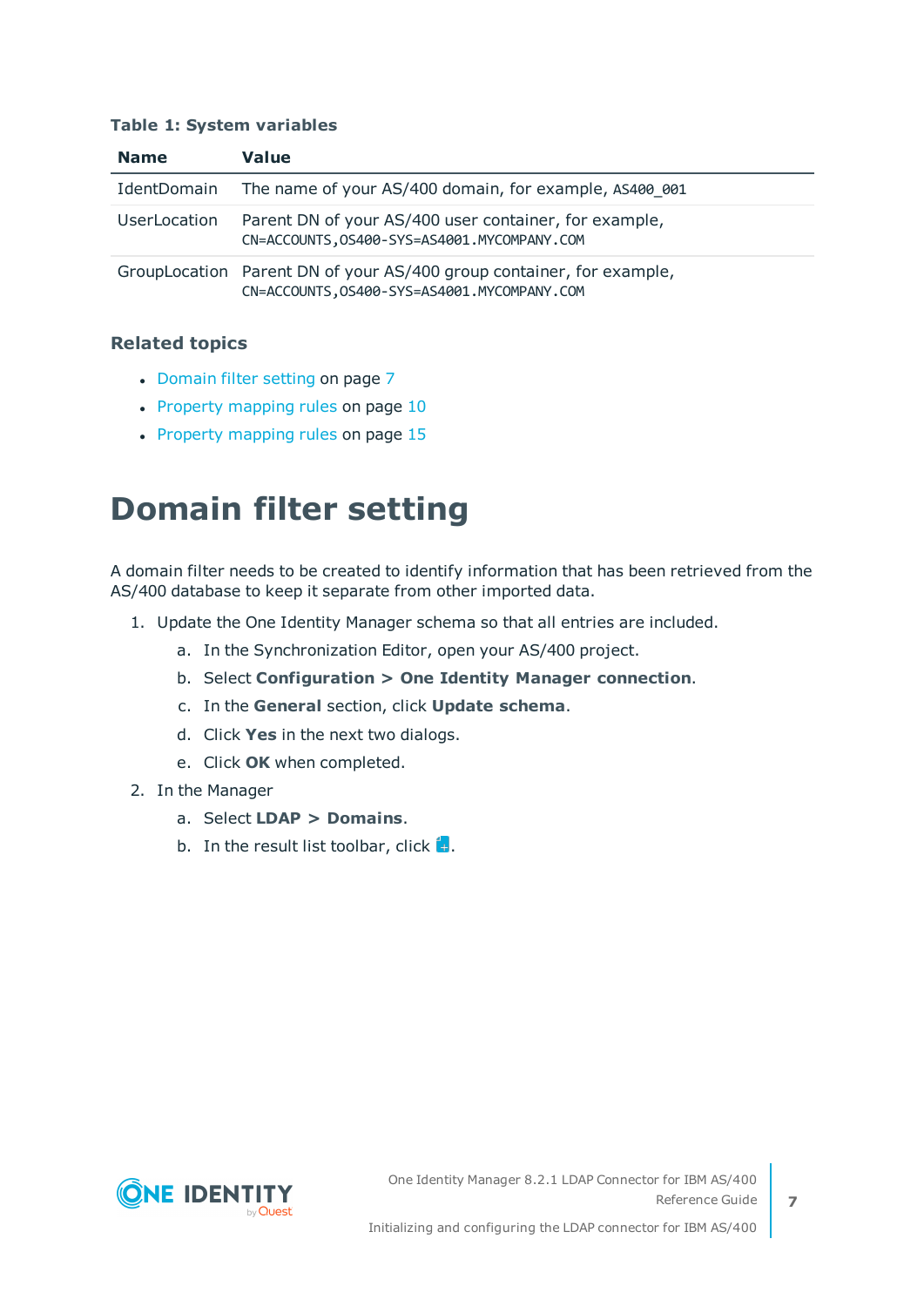**Table 1: System variables**

| Name | Value |
|---|---|
| IdentDomain | The name of your AS/400 domain, for example, `AS400_001` |
| UserLocation | Parent DN of your AS/400 user container, for example, `CN=ACCOUNTS,OS400-SYS=AS4001.MYCOMPANY.COM` |
| GroupLocation | Parent DN of your AS/400 group container, for example, `CN=ACCOUNTS,OS400-SYS=AS4001.MYCOMPANY.COM` |

### Related topics

- Domain filter setting on page 7
- Property mapping rules on page 10
- Property mapping rules on page 15

# Domain filter setting

A domain filter needs to be created to identify information that has been retrieved from the AS/400 database to keep it separate from other imported data.

1. Update the One Identity Manager schema so that all entries are included.
    a. In the Synchronization Editor, open your AS/400 project.
    b. Select **Configuration > One Identity Manager connection**.
    c. In the **General** section, click **Update schema**.
    d. Click **Yes** in the next two dialogs.
    e. Click **OK** when completed.
2. In the Manager
    a. Select **LDAP > Domains**.
    b. In the result list toolbar, click .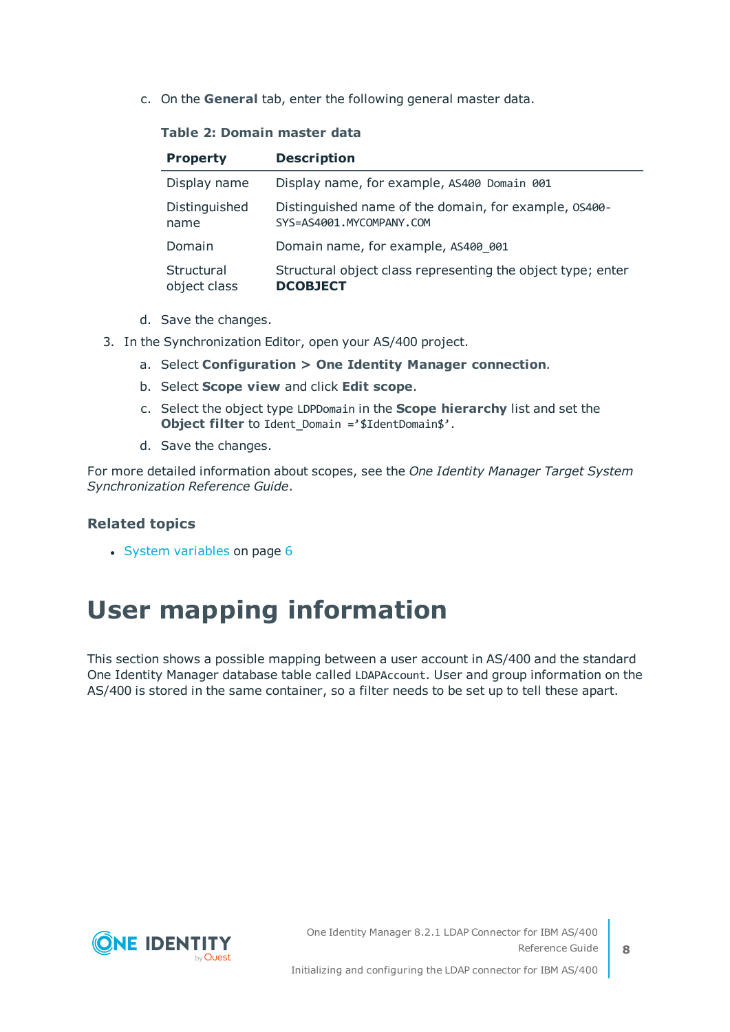c. On the **General** tab, enter the following general master data.

**Table 2: Domain master data**

| Property | Description |
| --- | --- |
| Display name | Display name, for example, `AS400 Domain 001` |
| Distinguished name | Distinguished name of the domain, for example, `OS400-SYS=AS4001.MYCOMPANY.COM` |
| Domain | Domain name, for example, `AS400_001` |
| Structural object class | Structural object class representing the object type; enter **DCOBJECT** |

d. Save the changes.

3. In the Synchronization Editor, open your AS/400 project.

   a. Select **Configuration > One Identity Manager connection**.

   b. Select **Scope view** and click **Edit scope**.

   c. Select the object type `LDPDomain` in the **Scope hierarchy** list and set the **Object filter** to `Ident_Domain ='$IdentDomain$'`.

   d. Save the changes.

For more detailed information about scopes, see the *One Identity Manager Target System Synchronization Reference Guide*.

### Related topics

- System variables on page 6

# User mapping information

This section shows a possible mapping between a user account in AS/400 and the standard One Identity Manager database table called `LDAPAccount`. User and group information on the AS/400 is stored in the same container, so a filter needs to be set up to tell these apart.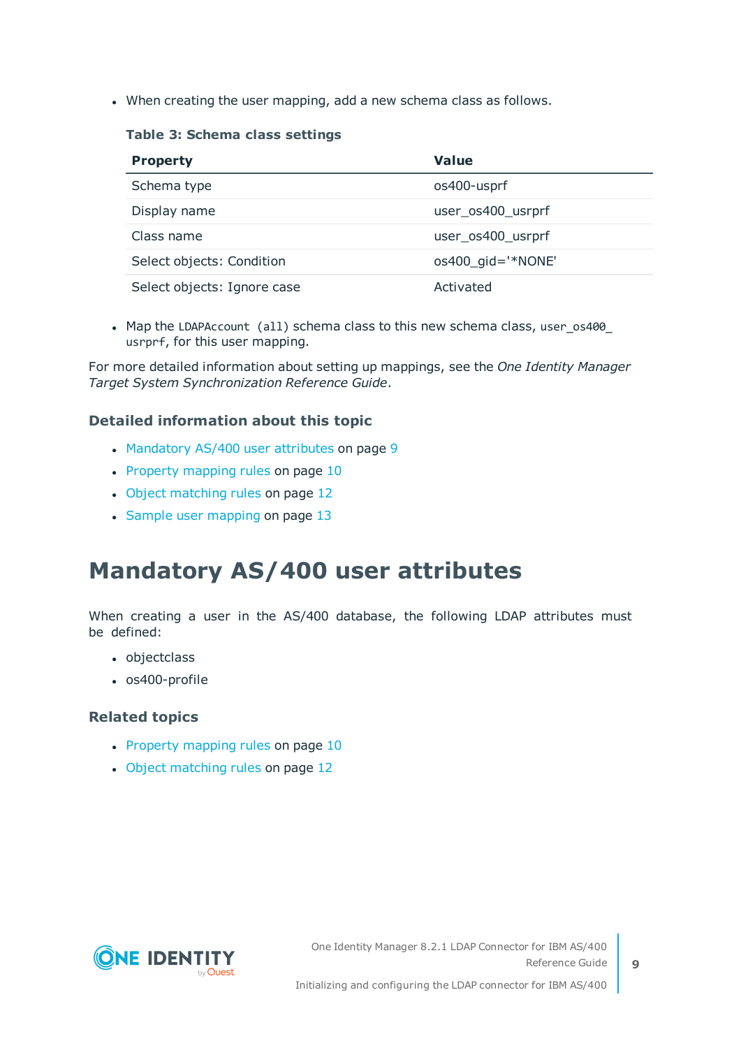- When creating the user mapping, add a new schema class as follows.

**Table 3: Schema class settings**

| Property | Value |
| --- | --- |
| Schema type | os400-usprf |
| Display name | user_os400_usrprf |
| Class name | user_os400_usrprf |
| Select objects: Condition | os400_gid='*NONE' |
| Select objects: Ignore case | Activated |

- Map the `LDAPAccount (all)` schema class to this new schema class, `user_os400_usrprf`, for this user mapping.

For more detailed information about setting up mappings, see the *One Identity Manager Target System Synchronization Reference Guide*.

### Detailed information about this topic

- Mandatory AS/400 user attributes on page 9
- Property mapping rules on page 10
- Object matching rules on page 12
- Sample user mapping on page 13

# Mandatory AS/400 user attributes

When creating a user in the AS/400 database, the following LDAP attributes must be defined:

- objectclass
- os400-profile

### Related topics

- Property mapping rules on page 10
- Object matching rules on page 12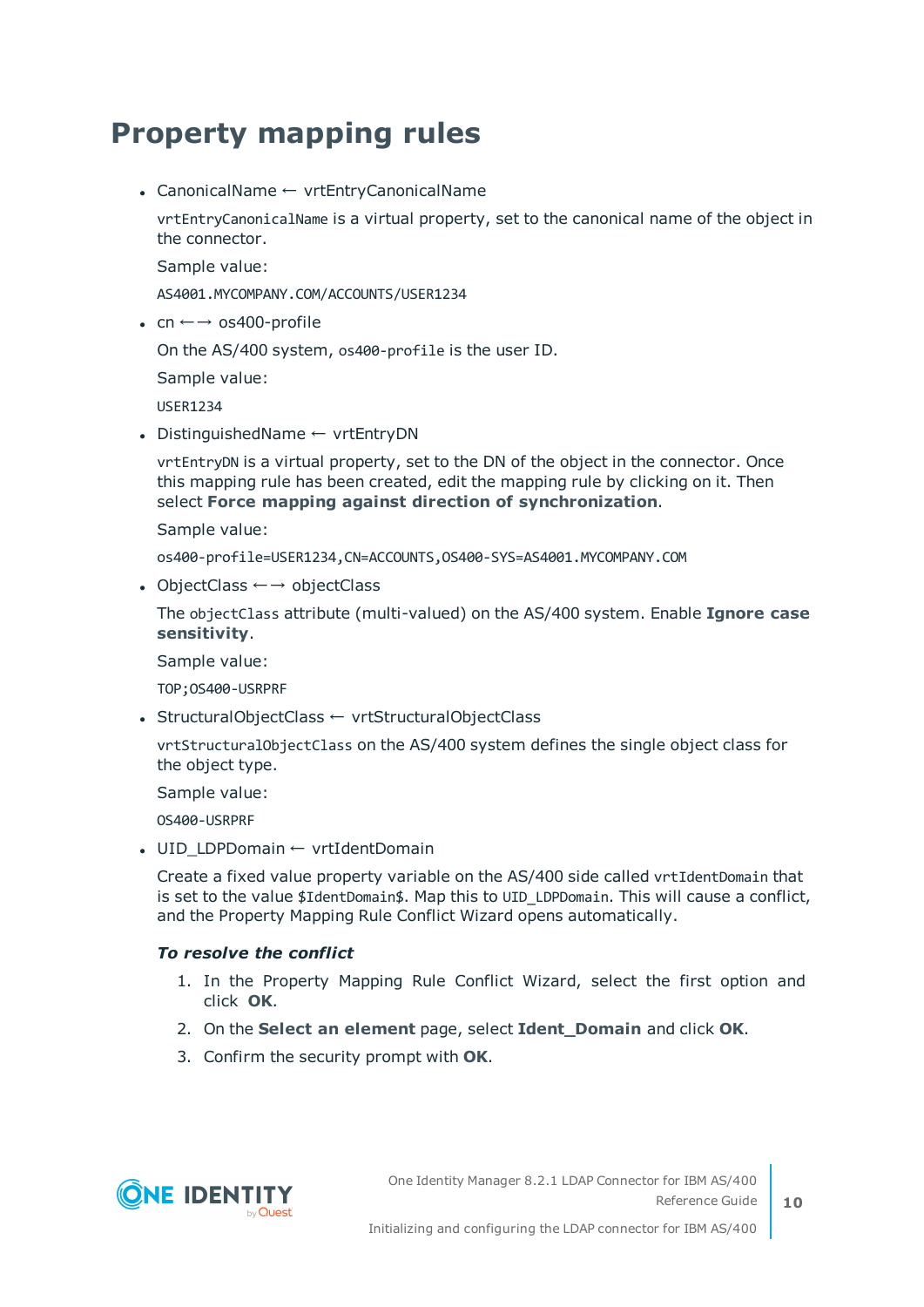# Property mapping rules

- CanonicalName ← vrtEntryCanonicalName

  `vrtEntryCanonicalName` is a virtual property, set to the canonical name of the object in the connector.

  Sample value:

  `AS4001.MYCOMPANY.COM/ACCOUNTS/USER1234`

- cn ←→ os400-profile

  On the AS/400 system, `os400-profile` is the user ID.

  Sample value:

  `USER1234`

- DistinguishedName ← vrtEntryDN

  `vrtEntryDN` is a virtual property, set to the DN of the object in the connector. Once this mapping rule has been created, edit the mapping rule by clicking on it. Then select **Force mapping against direction of synchronization**.

  Sample value:

  `os400-profile=USER1234,CN=ACCOUNTS,OS400-SYS=AS4001.MYCOMPANY.COM`

- ObjectClass ←→ objectClass

  The `objectClass` attribute (multi-valued) on the AS/400 system. Enable **Ignore case sensitivity**.

  Sample value:

  `TOP;OS400-USRPRF`

- StructuralObjectClass ← vrtStructuralObjectClass

  `vrtStructuralObjectClass` on the AS/400 system defines the single object class for the object type.

  Sample value:

  `OS400-USRPRF`

- UID_LDPDomain ← vrtIdentDomain

  Create a fixed value property variable on the AS/400 side called `vrtIdentDomain` that is set to the value `$IdentDomain$`. Map this to `UID_LDPDomain`. This will cause a conflict, and the Property Mapping Rule Conflict Wizard opens automatically.

  ***To resolve the conflict***

  1. In the Property Mapping Rule Conflict Wizard, select the first option and click **OK**.
  2. On the **Select an element** page, select **Ident_Domain** and click **OK**.
  3. Confirm the security prompt with **OK**.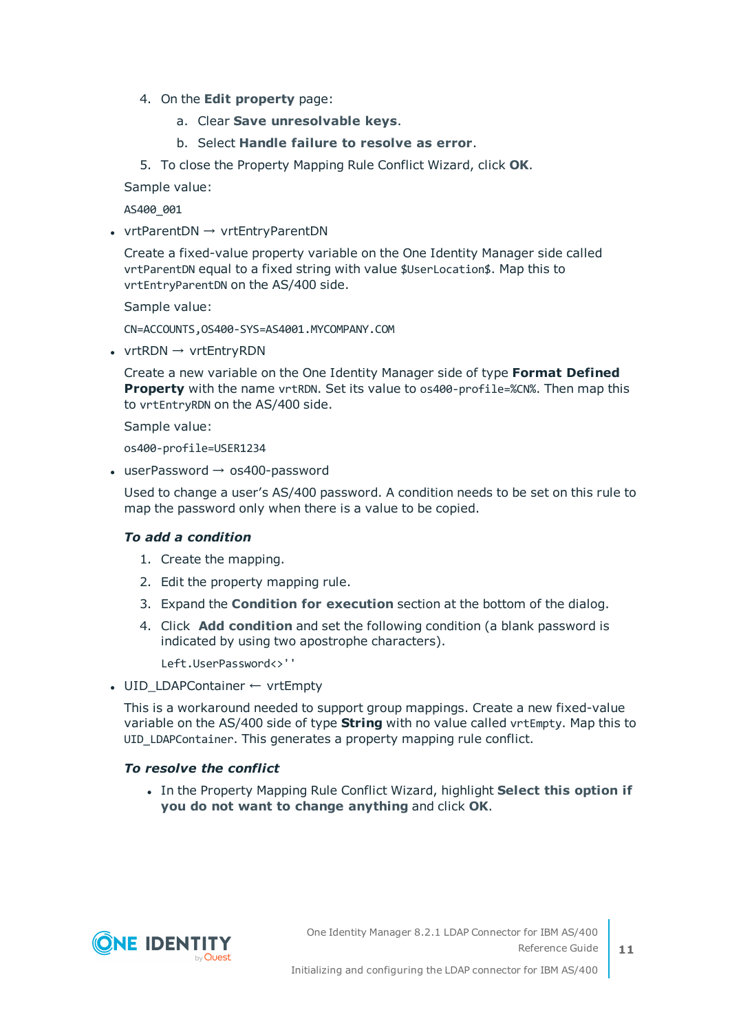4. On the **Edit property** page:

   a. Clear **Save unresolvable keys**.

   b. Select **Handle failure to resolve as error**.

5. To close the Property Mapping Rule Conflict Wizard, click **OK**.

Sample value:

`AS400_001`

- vrtParentDN → vrtEntryParentDN

  Create a fixed-value property variable on the One Identity Manager side called `vrtParentDN` equal to a fixed string with value `$UserLocation$`. Map this to `vrtEntryParentDN` on the AS/400 side.

  Sample value:

  `CN=ACCOUNTS,OS400-SYS=AS4001.MYCOMPANY.COM`

- vrtRDN → vrtEntryRDN

  Create a new variable on the One Identity Manager side of type **Format Defined Property** with the name `vrtRDN`. Set its value to `os400-profile=%CN%`. Then map this to `vrtEntryRDN` on the AS/400 side.

  Sample value:

  `os400-profile=USER1234`

- userPassword → os400-password

  Used to change a user's AS/400 password. A condition needs to be set on this rule to map the password only when there is a value to be copied.

  ***To add a condition***

  1. Create the mapping.
  2. Edit the property mapping rule.
  3. Expand the **Condition for execution** section at the bottom of the dialog.
  4. Click **Add condition** and set the following condition (a blank password is indicated by using two apostrophe characters).

     `Left.UserPassword<>''`

- UID_LDAPContainer ← vrtEmpty

  This is a workaround needed to support group mappings. Create a new fixed-value variable on the AS/400 side of type **String** with no value called `vrtEmpty`. Map this to `UID_LDAPContainer`. This generates a property mapping rule conflict.

  ***To resolve the conflict***

  - In the Property Mapping Rule Conflict Wizard, highlight **Select this option if you do not want to change anything** and click **OK**.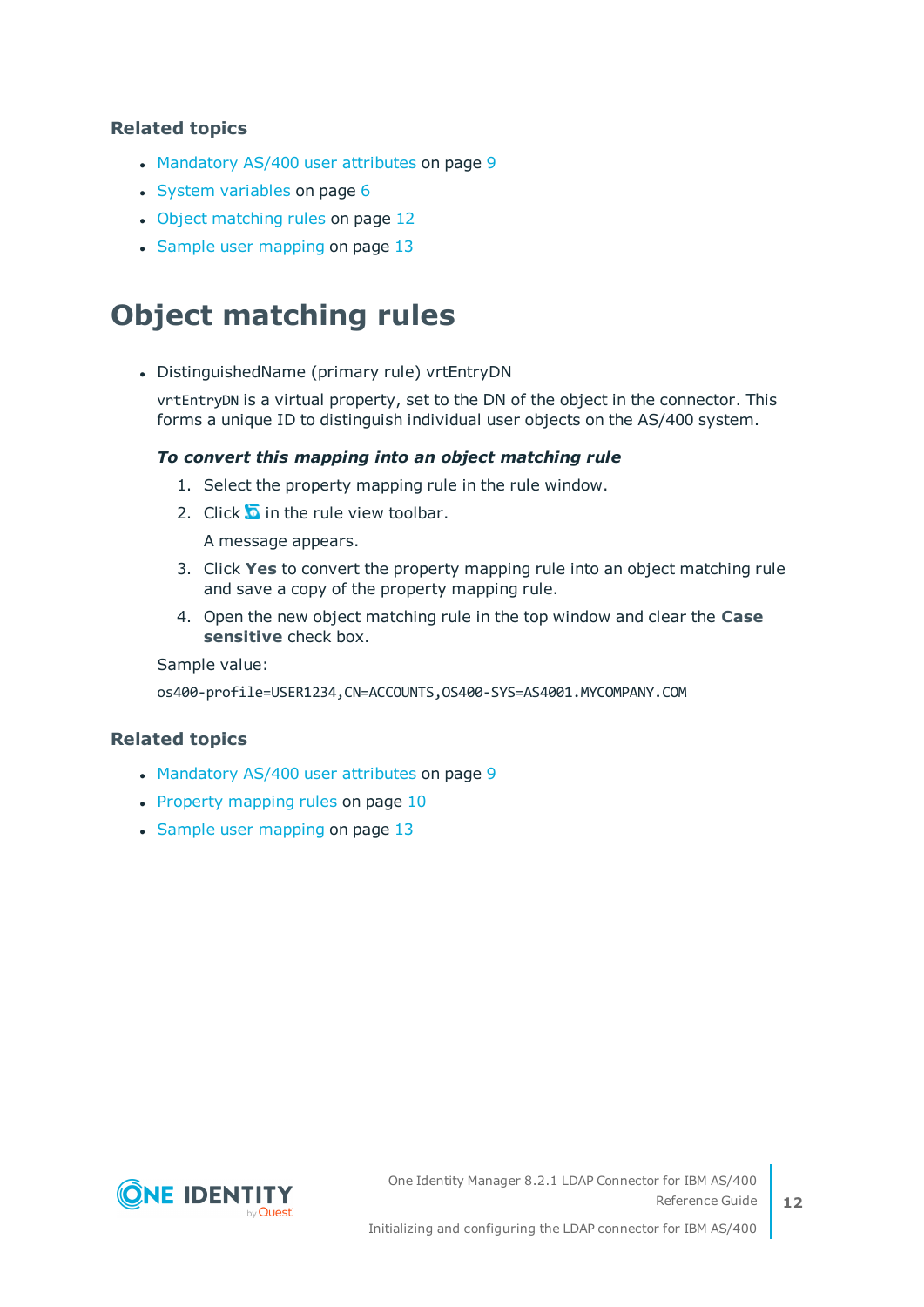### Related topics

- Mandatory AS/400 user attributes on page 9
- System variables on page 6
- Object matching rules on page 12
- Sample user mapping on page 13

# Object matching rules

- DistinguishedName (primary rule) vrtEntryDN

  `vrtEntryDN` is a virtual property, set to the DN of the object in the connector. This forms a unique ID to distinguish individual user objects on the AS/400 system.

  ***To convert this mapping into an object matching rule***

  1. Select the property mapping rule in the rule window.
  2. Click in the rule view toolbar.

     A message appears.
  3. Click **Yes** to convert the property mapping rule into an object matching rule and save a copy of the property mapping rule.
  4. Open the new object matching rule in the top window and clear the **Case sensitive** check box.

  Sample value:

  ```
  os400-profile=USER1234,CN=ACCOUNTS,OS400-SYS=AS4001.MYCOMPANY.COM
  ```

### Related topics

- Mandatory AS/400 user attributes on page 9
- Property mapping rules on page 10
- Sample user mapping on page 13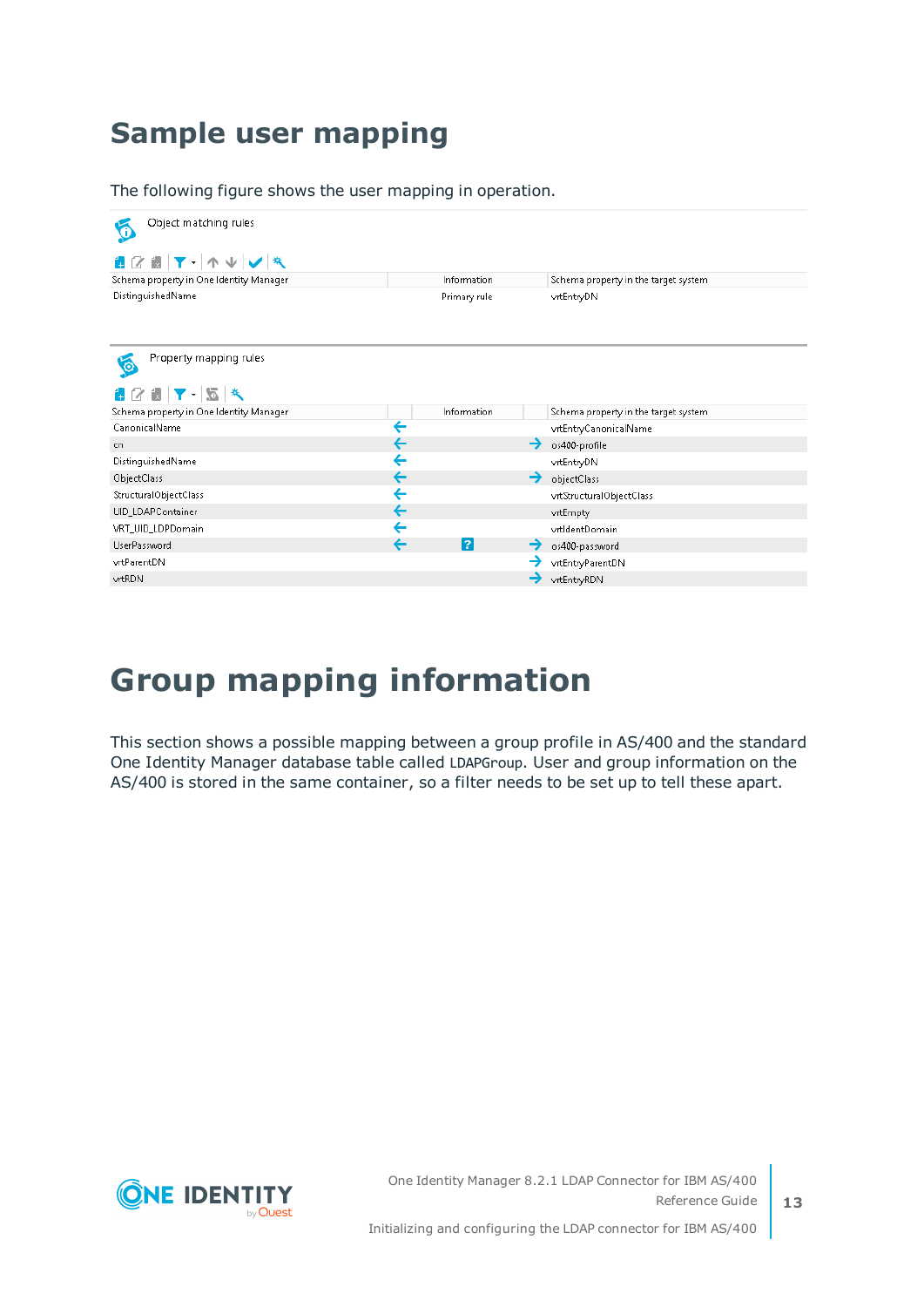# Sample user mapping

The following figure shows the user mapping in operation.

Object matching rules

| Schema property in One Identity Manager | Information | Schema property in the target system |
|---|---|---|
| DistinguishedName | Primary rule | vrtEntryDN |

Property mapping rules

| Schema property in One Identity Manager | | Information | | Schema property in the target system |
|---|---|---|---|---|
| CanonicalName | ← | | | vrtEntryCanonicalName |
| cn | ← | | → | os400-profile |
| DistinguishedName | ← | | | vrtEntryDN |
| ObjectClass | ← | | → | objectClass |
| StructuralObjectClass | ← | | | vrtStructuralObjectClass |
| UID_LDAPContainer | ← | | | vrtEmpty |
| VRT_UID_LDPDomain | ← | | | vrtIdentDomain |
| UserPassword | ← | ? | → | os400-password |
| vrtParentDN | | | → | vrtEntryParentDN |
| vrtRDN | | | → | vrtEntryRDN |

# Group mapping information

This section shows a possible mapping between a group profile in AS/400 and the standard One Identity Manager database table called LDAPGroup. User and group information on the AS/400 is stored in the same container, so a filter needs to be set up to tell these apart.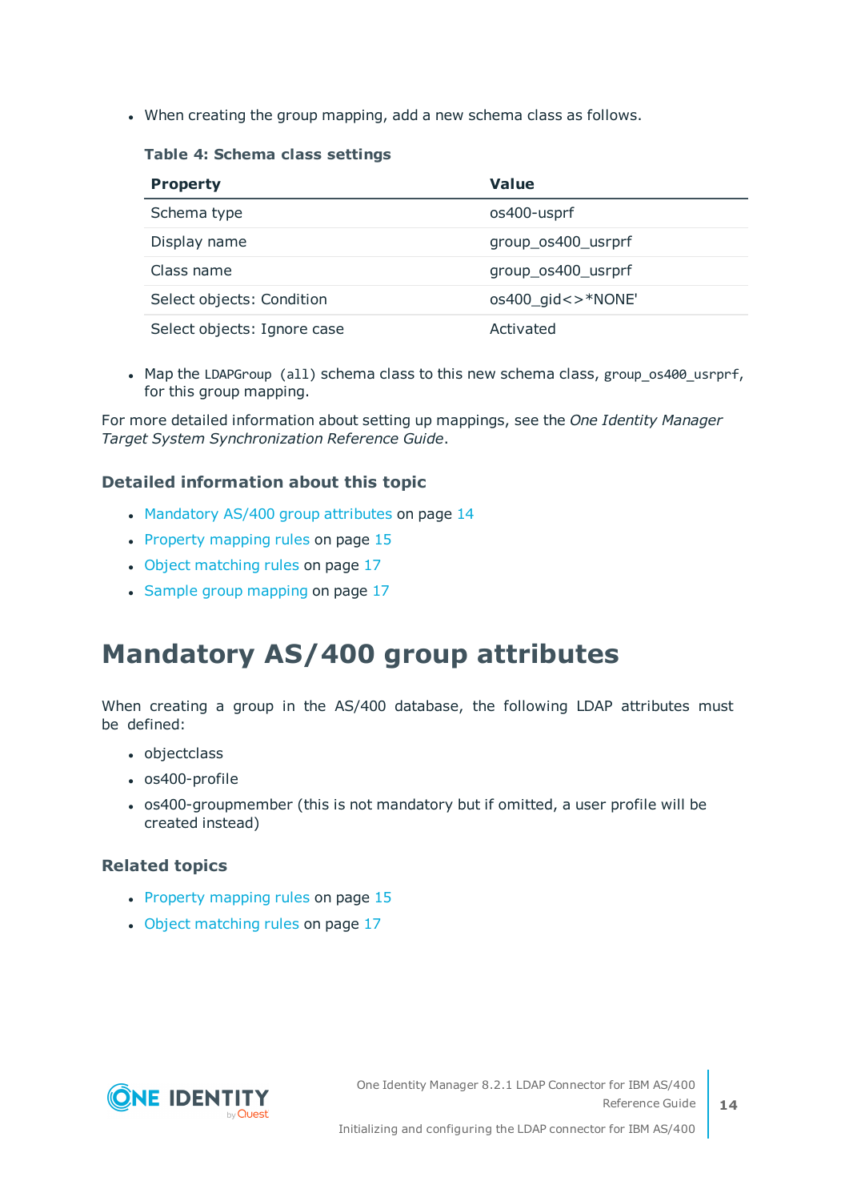- When creating the group mapping, add a new schema class as follows.

**Table 4: Schema class settings**

| Property | Value |
| --- | --- |
| Schema type | os400-usprf |
| Display name | group_os400_usrprf |
| Class name | group_os400_usrprf |
| Select objects: Condition | os400_gid<>*NONE' |
| Select objects: Ignore case | Activated |

- Map the `LDAPGroup (all)` schema class to this new schema class, `group_os400_usrprf`, for this group mapping.

For more detailed information about setting up mappings, see the *One Identity Manager Target System Synchronization Reference Guide*.

### Detailed information about this topic

- Mandatory AS/400 group attributes on page 14
- Property mapping rules on page 15
- Object matching rules on page 17
- Sample group mapping on page 17

# Mandatory AS/400 group attributes

When creating a group in the AS/400 database, the following LDAP attributes must be defined:

- objectclass
- os400-profile
- os400-groupmember (this is not mandatory but if omitted, a user profile will be created instead)

### Related topics

- Property mapping rules on page 15
- Object matching rules on page 17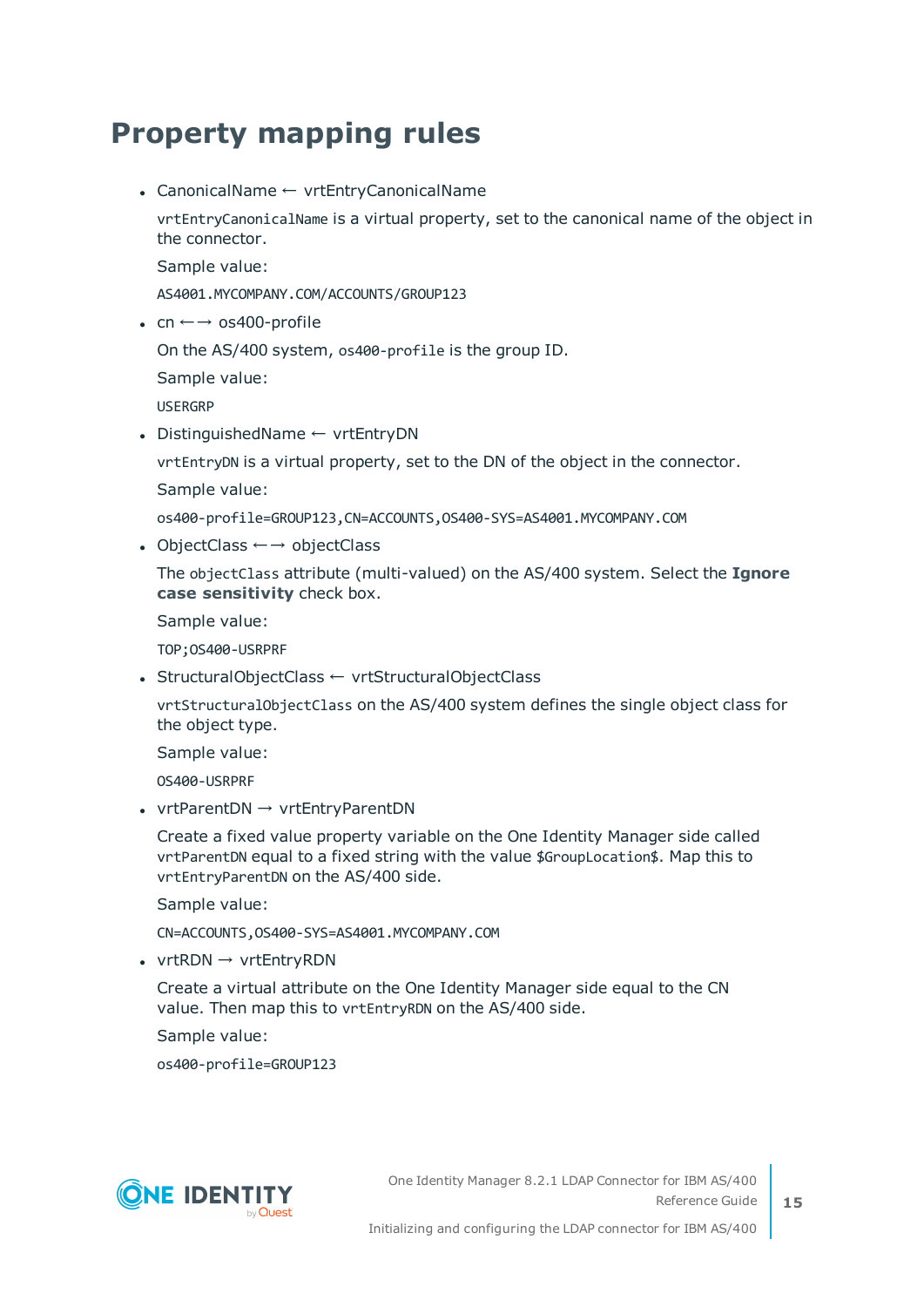# Property mapping rules

- CanonicalName ← vrtEntryCanonicalName

  `vrtEntryCanonicalName` is a virtual property, set to the canonical name of the object in the connector.

  Sample value:

  `AS4001.MYCOMPANY.COM/ACCOUNTS/GROUP123`

- cn ←→ os400-profile

  On the AS/400 system, `os400-profile` is the group ID.

  Sample value:

  `USERGRP`

- DistinguishedName ← vrtEntryDN

  `vrtEntryDN` is a virtual property, set to the DN of the object in the connector.

  Sample value:

  `os400-profile=GROUP123,CN=ACCOUNTS,OS400-SYS=AS4001.MYCOMPANY.COM`

- ObjectClass ←→ objectClass

  The `objectClass` attribute (multi-valued) on the AS/400 system. Select the **Ignore case sensitivity** check box.

  Sample value:

  `TOP;OS400-USRPRF`

- StructuralObjectClass ← vrtStructuralObjectClass

  `vrtStructuralObjectClass` on the AS/400 system defines the single object class for the object type.

  Sample value:

  `OS400-USRPRF`

- vrtParentDN → vrtEntryParentDN

  Create a fixed value property variable on the One Identity Manager side called `vrtParentDN` equal to a fixed string with the value `$GroupLocation$`. Map this to `vrtEntryParentDN` on the AS/400 side.

  Sample value:

  `CN=ACCOUNTS,OS400-SYS=AS4001.MYCOMPANY.COM`

- vrtRDN → vrtEntryRDN

  Create a virtual attribute on the One Identity Manager side equal to the CN value. Then map this to `vrtEntryRDN` on the AS/400 side.

  Sample value:

  `os400-profile=GROUP123`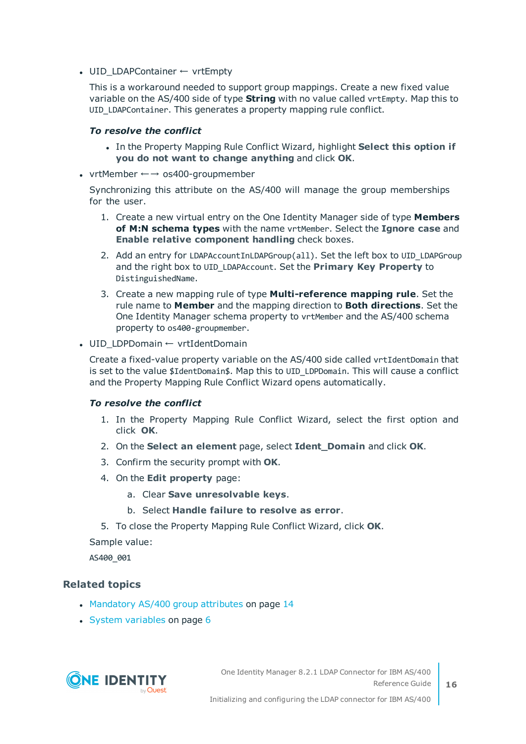- UID_LDAPContainer ← vrtEmpty

  This is a workaround needed to support group mappings. Create a new fixed value variable on the AS/400 side of type **String** with no value called `vrtEmpty`. Map this to `UID_LDAPContainer`. This generates a property mapping rule conflict.

  ***To resolve the conflict***

  - In the Property Mapping Rule Conflict Wizard, highlight **Select this option if you do not want to change anything** and click **OK**.

- vrtMember ←→ os400-groupmember

  Synchronizing this attribute on the AS/400 will manage the group memberships for the user.

  1. Create a new virtual entry on the One Identity Manager side of type **Members of M:N schema types** with the name `vrtMember`. Select the **Ignore case** and **Enable relative component handling** check boxes.
  2. Add an entry for `LDAPAccountInLDAPGroup(all)`. Set the left box to `UID_LDAPGroup` and the right box to `UID_LDAPAccount`. Set the **Primary Key Property** to `DistinguishedName`.
  3. Create a new mapping rule of type **Multi-reference mapping rule**. Set the rule name to **Member** and the mapping direction to **Both directions**. Set the One Identity Manager schema property to `vrtMember` and the AS/400 schema property to `os400-groupmember`.

- UID_LDPDomain ← vrtIdentDomain

  Create a fixed-value property variable on the AS/400 side called `vrtIdentDomain` that is set to the value `$IdentDomain$`. Map this to `UID_LDPDomain`. This will cause a conflict and the Property Mapping Rule Conflict Wizard opens automatically.

  ***To resolve the conflict***

  1. In the Property Mapping Rule Conflict Wizard, select the first option and click **OK**.
  2. On the **Select an element** page, select **Ident_Domain** and click **OK**.
  3. Confirm the security prompt with **OK**.
  4. On the **Edit property** page:
     a. Clear **Save unresolvable keys**.
     b. Select **Handle failure to resolve as error**.
  5. To close the Property Mapping Rule Conflict Wizard, click **OK**.

  Sample value:

  `AS400_001`

### Related topics

- Mandatory AS/400 group attributes on page 14
- System variables on page 6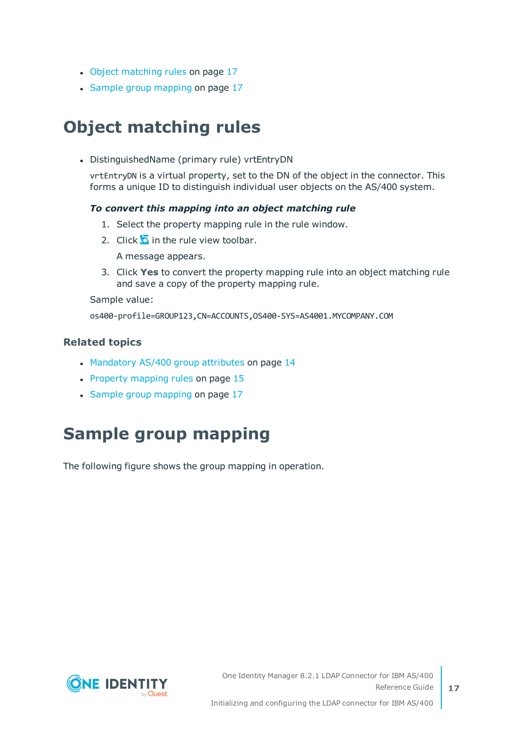- Object matching rules on page 17
- Sample group mapping on page 17

# Object matching rules

- DistinguishedName (primary rule) vrtEntryDN

  `vrtEntryDN` is a virtual property, set to the DN of the object in the connector. This forms a unique ID to distinguish individual user objects on the AS/400 system.

  ***To convert this mapping into an object matching rule***

  1. Select the property mapping rule in the rule window.
  2. Click in the rule view toolbar.

     A message appears.
  3. Click **Yes** to convert the property mapping rule into an object matching rule and save a copy of the property mapping rule.

  Sample value:

  `os400-profile=GROUP123,CN=ACCOUNTS,OS400-SYS=AS4001.MYCOMPANY.COM`

### Related topics

- Mandatory AS/400 group attributes on page 14
- Property mapping rules on page 15
- Sample group mapping on page 17

# Sample group mapping

The following figure shows the group mapping in operation.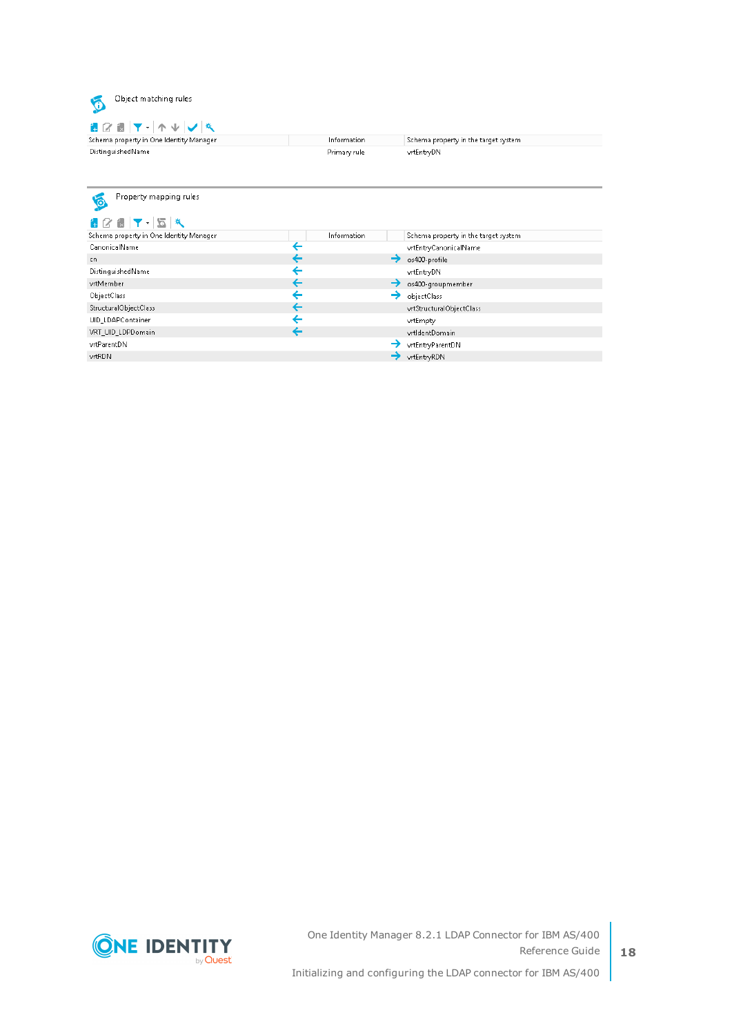Object matching rules

| Schema property in One Identity Manager | Information | Schema property in the target system |
|---|---|---|
| DistinguishedName | Primary rule | vrtEntryDN |

Property mapping rules

| Schema property in One Identity Manager | | Information | | Schema property in the target system |
|---|---|---|---|---|
| CanonicalName | ← | | | vrtEntryCanonicalName |
| cn | ← | | → | os400-profile |
| DistinguishedName | ← | | | vrtEntryDN |
| vrtMember | ← | | → | os400-groupmember |
| ObjectClass | ← | | → | objectClass |
| StructuralObjectClass | ← | | | vrtStructuralObjectClass |
| UID_LDAPContainer | ← | | | vrtEmpty |
| VRT_UID_LDPDomain | ← | | | vrtIdentDomain |
| vrtParentDN | | | → | vrtEntryParentDN |
| vrtRDN | | | → | vrtEntryRDN |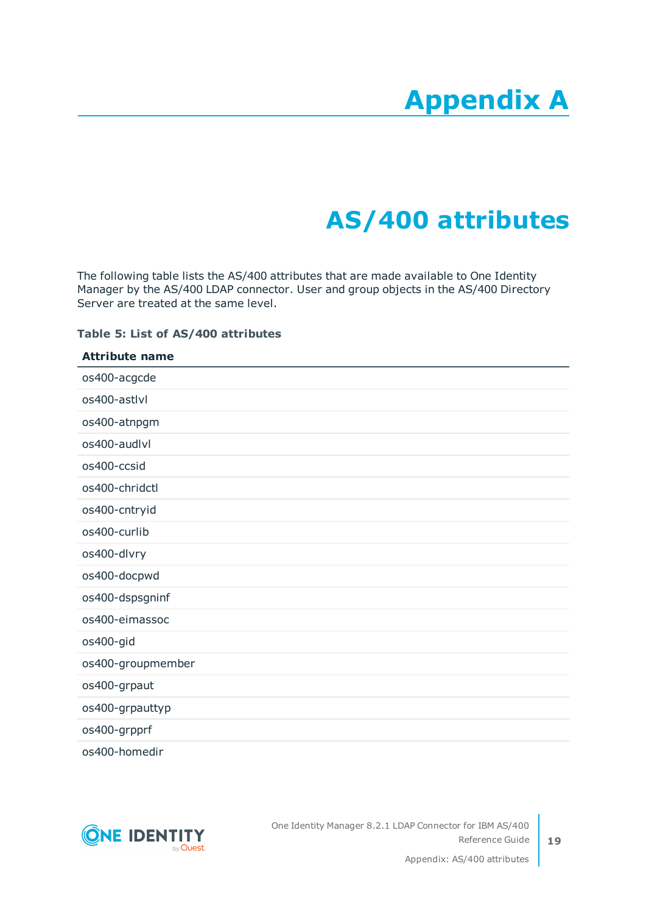# Appendix A

# AS/400 attributes

The following table lists the AS/400 attributes that are made available to One Identity Manager by the AS/400 LDAP connector. User and group objects in the AS/400 Directory Server are treated at the same level.

**Table 5: List of AS/400 attributes**

| Attribute name |
|---|
| os400-acgcde |
| os400-astlvl |
| os400-atnpgm |
| os400-audlvl |
| os400-ccsid |
| os400-chridctl |
| os400-cntryid |
| os400-curlib |
| os400-dlvry |
| os400-docpwd |
| os400-dspsgninf |
| os400-eimassoc |
| os400-gid |
| os400-groupmember |
| os400-grpaut |
| os400-grpauttyp |
| os400-grpprf |
| os400-homedir |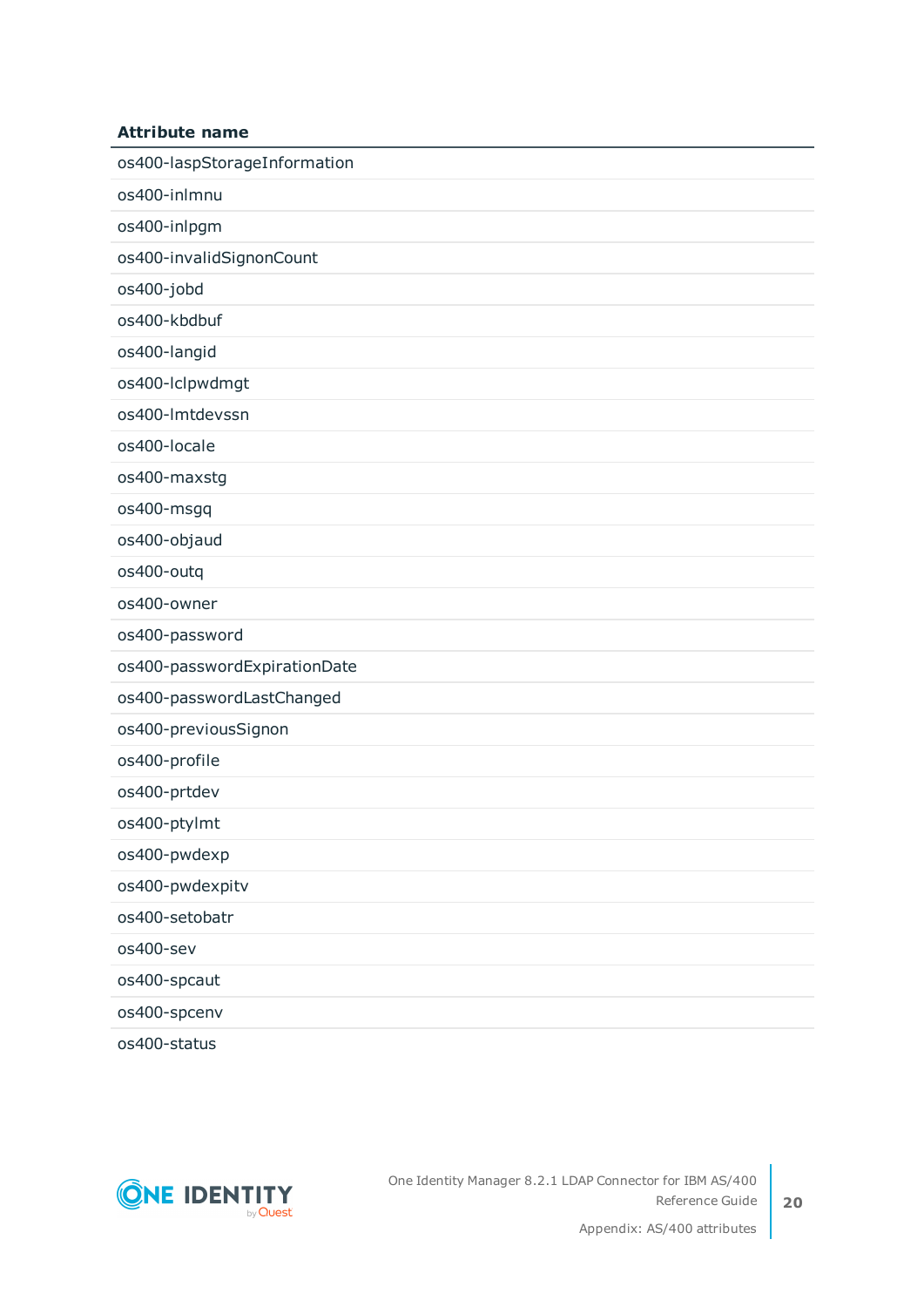| Attribute name |
|---|
| os400-laspStorageInformation |
| os400-inlmnu |
| os400-inlpgm |
| os400-invalidSignonCount |
| os400-jobd |
| os400-kbdbuf |
| os400-langid |
| os400-lclpwdmgt |
| os400-lmtdevssn |
| os400-locale |
| os400-maxstg |
| os400-msgq |
| os400-objaud |
| os400-outq |
| os400-owner |
| os400-password |
| os400-passwordExpirationDate |
| os400-passwordLastChanged |
| os400-previousSignon |
| os400-profile |
| os400-prtdev |
| os400-ptylmt |
| os400-pwdexp |
| os400-pwdexpitv |
| os400-setobatr |
| os400-sev |
| os400-spcaut |
| os400-spcenv |
| os400-status |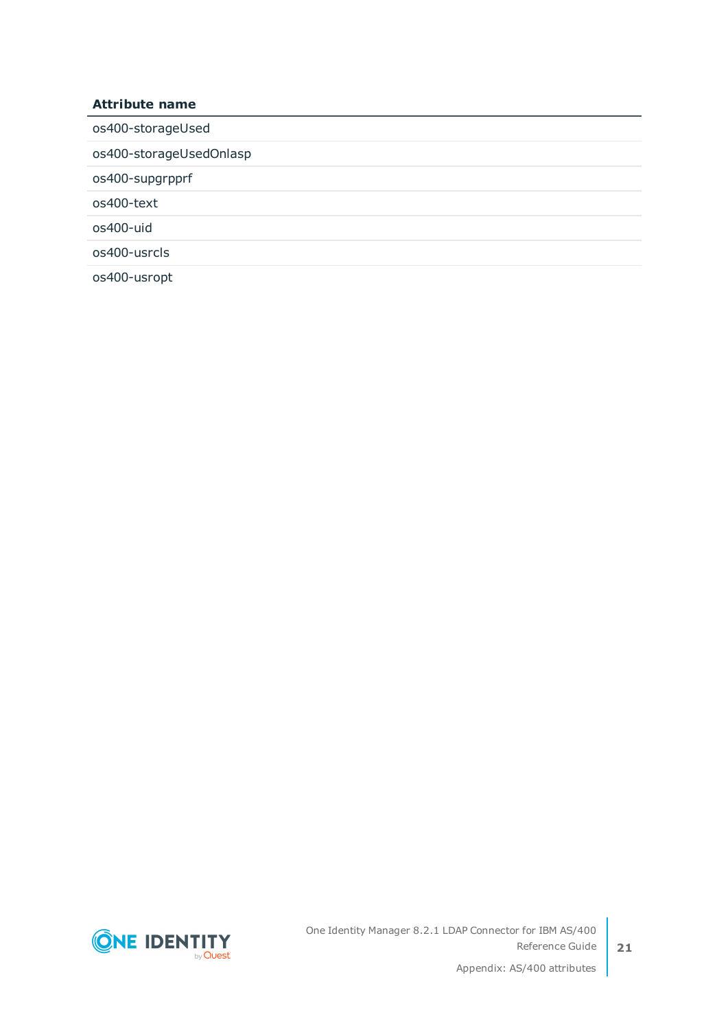| Attribute name |
| --- |
| os400-storageUsed |
| os400-storageUsedOnlasp |
| os400-supgrpprf |
| os400-text |
| os400-uid |
| os400-usrcls |
| os400-usropt |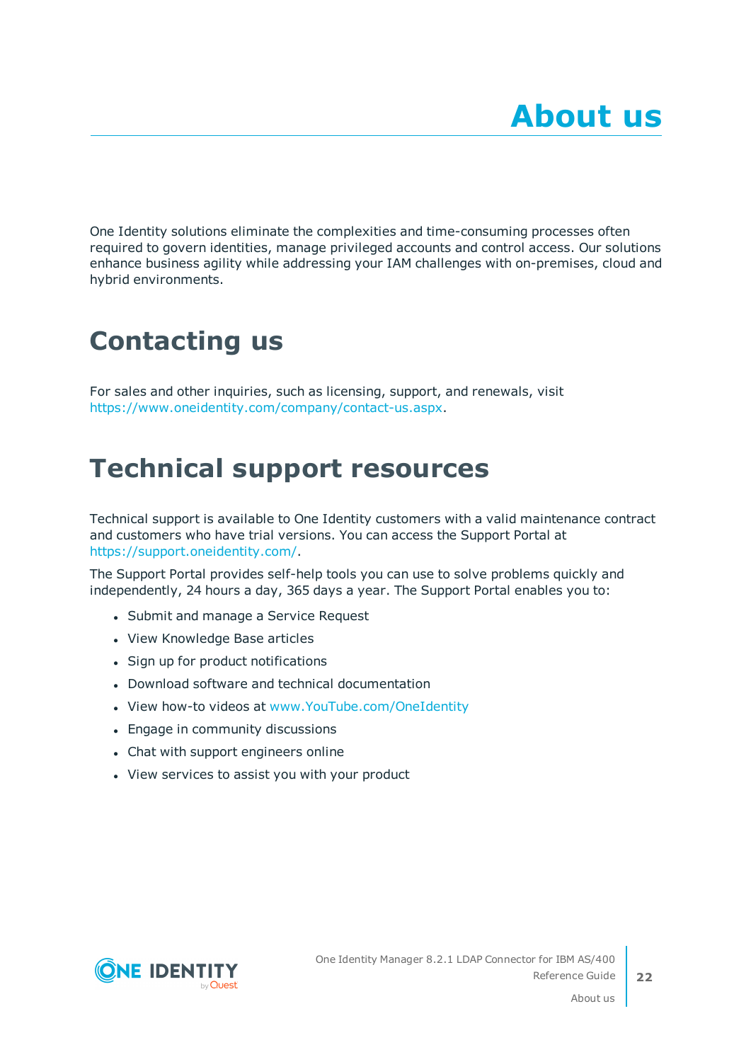# About us

One Identity solutions eliminate the complexities and time-consuming processes often required to govern identities, manage privileged accounts and control access. Our solutions enhance business agility while addressing your IAM challenges with on-premises, cloud and hybrid environments.

## Contacting us

For sales and other inquiries, such as licensing, support, and renewals, visit https://www.oneidentity.com/company/contact-us.aspx.

## Technical support resources

Technical support is available to One Identity customers with a valid maintenance contract and customers who have trial versions. You can access the Support Portal at https://support.oneidentity.com/.

The Support Portal provides self-help tools you can use to solve problems quickly and independently, 24 hours a day, 365 days a year. The Support Portal enables you to:

- Submit and manage a Service Request
- View Knowledge Base articles
- Sign up for product notifications
- Download software and technical documentation
- View how-to videos at www.YouTube.com/OneIdentity
- Engage in community discussions
- Chat with support engineers online
- View services to assist you with your product